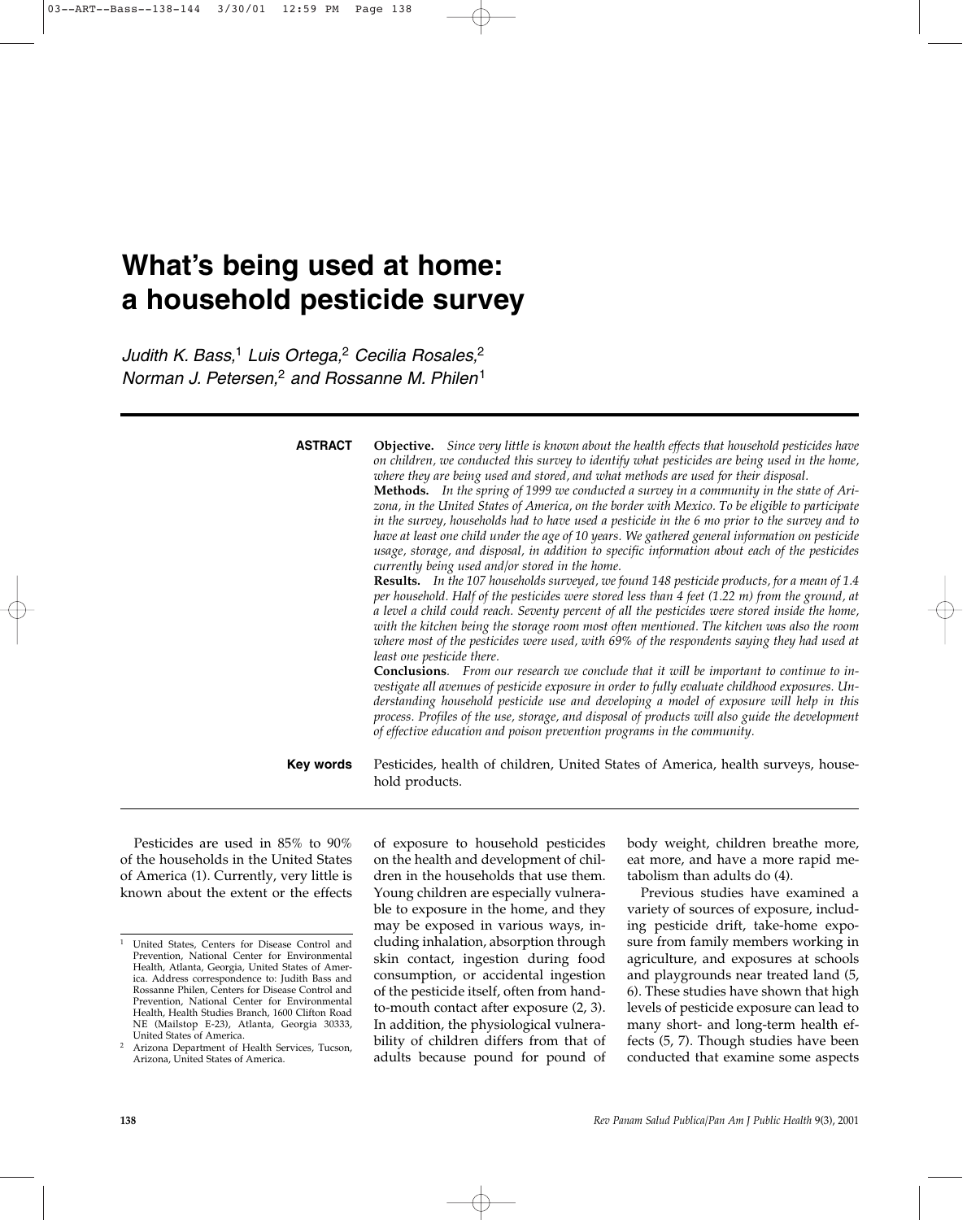# What's being used at home: a household pesticide survey

*Judith K. Bass,*[1] *Luis Ortega,*[2] *Cecilia Rosales,*[2] *Norman J. Petersen,*[2] *and Rossanne M. Philen*[1]

**ASTRACT**

**Objective.** *Since very little is known about the health effects that household pesticides have on children, we conducted this survey to identify what pesticides are being used in the home, where they are being used and stored, and what methods are used for their disposal.*

**Methods.** *In the spring of 1999 we conducted a survey in a community in the state of Arizona, in the United States of America, on the border with Mexico. To be eligible to participate in the survey, households had to have used a pesticide in the 6 mo prior to the survey and to have at least one child under the age of 10 years. We gathered general information on pesticide usage, storage, and disposal, in addition to specific information about each of the pesticides currently being used and/or stored in the home.*

**Results.** *In the 107 households surveyed, we found 148 pesticide products, for a mean of 1.4 per household. Half of the pesticides were stored less than 4 feet (1.22 m) from the ground, at a level a child could reach. Seventy percent of all the pesticides were stored inside the home, with the kitchen being the storage room most often mentioned. The kitchen was also the room where most of the pesticides were used, with 69% of the respondents saying they had used at least one pesticide there.*

**Conclusions**. *From our research we conclude that it will be important to continue to investigate all avenues of pesticide exposure in order to fully evaluate childhood exposures. Understanding household pesticide use and developing a model of exposure will help in this process. Profiles of the use, storage, and disposal of products will also guide the development of effective education and poison prevention programs in the community.*

**Key words** Pesticides, health of children, United States of America, health surveys, household products.

Pesticides are used in 85% to 90% of the households in the United States of America (1). Currently, very little is known about the extent or the effects of exposure to household pesticides on the health and development of children in the households that use them. Young children are especially vulnerable to exposure in the home, and they may be exposed in various ways, including inhalation, absorption through skin contact, ingestion during food consumption, or accidental ingestion of the pesticide itself, often from hand-to-mouth contact after exposure (2, 3). In addition, the physiological vulnerability of children differs from that of adults because pound for pound of body weight, children breathe more, eat more, and have a more rapid metabolism than adults do (4).

Previous studies have examined a variety of sources of exposure, including pesticide drift, take-home exposure from family members working in agriculture, and exposures at schools and playgrounds near treated land (5, 6). These studies have shown that high levels of pesticide exposure can lead to many short- and long-term health effects (5, 7). Though studies have been conducted that examine some aspects

---

[1] United States, Centers for Disease Control and Prevention, National Center for Environmental Health, Atlanta, Georgia, United States of America. Address correspondence to: Judith Bass and Rossanne Philen, Centers for Disease Control and Prevention, National Center for Environmental Health, Health Studies Branch, 1600 Clifton Road NE (Mailstop E-23), Atlanta, Georgia 30333, United States of America.

[2] Arizona Department of Health Services, Tucson, Arizona, United States of America.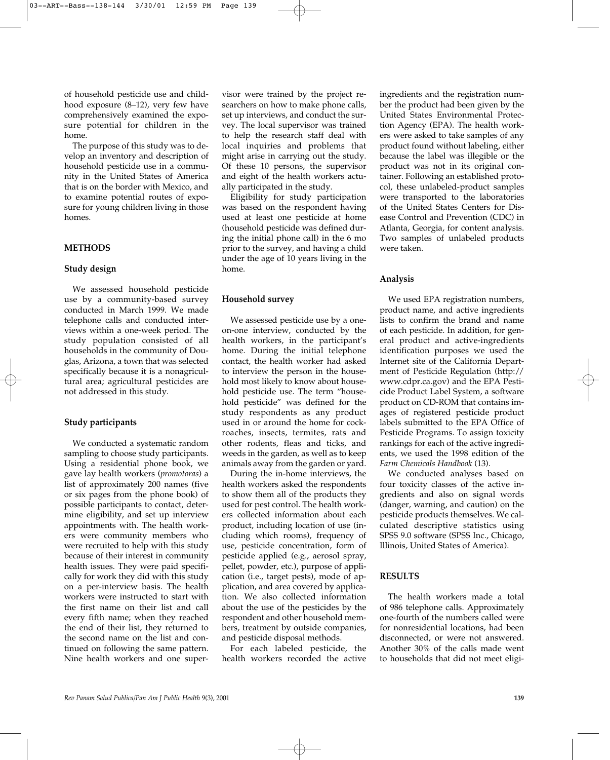of household pesticide use and childhood exposure (8–12), very few have comprehensively examined the exposure potential for children in the home.

The purpose of this study was to develop an inventory and description of household pesticide use in a community in the United States of America that is on the border with Mexico, and to examine potential routes of exposure for young children living in those homes.

## METHODS

### Study design

We assessed household pesticide use by a community-based survey conducted in March 1999. We made telephone calls and conducted interviews within a one-week period. The study population consisted of all households in the community of Douglas, Arizona, a town that was selected specifically because it is a nonagricultural area; agricultural pesticides are not addressed in this study.

### Study participants

We conducted a systematic random sampling to choose study participants. Using a residential phone book, we gave lay health workers (*promotoras*) a list of approximately 200 names (five or six pages from the phone book) of possible participants to contact, determine eligibility, and set up interview appointments with. The health workers were community members who were recruited to help with this study because of their interest in community health issues. They were paid specifically for work they did with this study on a per-interview basis. The health workers were instructed to start with the first name on their list and call every fifth name; when they reached the end of their list, they returned to the second name on the list and continued on following the same pattern. Nine health workers and one supervisor were trained by the project researchers on how to make phone calls, set up interviews, and conduct the survey. The local supervisor was trained to help the research staff deal with local inquiries and problems that might arise in carrying out the study. Of these 10 persons, the supervisor and eight of the health workers actually participated in the study.

Eligibility for study participation was based on the respondent having used at least one pesticide at home (household pesticide was defined during the initial phone call) in the 6 mo prior to the survey, and having a child under the age of 10 years living in the home.

### Household survey

We assessed pesticide use by a one-on-one interview, conducted by the health workers, in the participant's home. During the initial telephone contact, the health worker had asked to interview the person in the household most likely to know about household pesticide use. The term "household pesticide" was defined for the study respondents as any product used in or around the home for cockroaches, insects, termites, rats and other rodents, fleas and ticks, and weeds in the garden, as well as to keep animals away from the garden or yard.

During the in-home interviews, the health workers asked the respondents to show them all of the products they used for pest control. The health workers collected information about each product, including location of use (including which rooms), frequency of use, pesticide concentration, form of pesticide applied (e.g., aerosol spray, pellet, powder, etc.), purpose of application (i.e., target pests), mode of application, and area covered by application. We also collected information about the use of the pesticides by the respondent and other household members, treatment by outside companies, and pesticide disposal methods.

For each labeled pesticide, the health workers recorded the active ingredients and the registration number the product had been given by the United States Environmental Protection Agency (EPA). The health workers were asked to take samples of any product found without labeling, either because the label was illegible or the product was not in its original container. Following an established protocol, these unlabeled-product samples were transported to the laboratories of the United States Centers for Disease Control and Prevention (CDC) in Atlanta, Georgia, for content analysis. Two samples of unlabeled products were taken.

### Analysis

We used EPA registration numbers, product name, and active ingredients lists to confirm the brand and name of each pesticide. In addition, for general product and active-ingredients identification purposes we used the Internet site of the California Department of Pesticide Regulation (http://www.cdpr.ca.gov) and the EPA Pesticide Product Label System, a software product on CD-ROM that contains images of registered pesticide product labels submitted to the EPA Office of Pesticide Programs. To assign toxicity rankings for each of the active ingredients, we used the 1998 edition of the *Farm Chemicals Handbook* (13).

We conducted analyses based on four toxicity classes of the active ingredients and also on signal words (danger, warning, and caution) on the pesticide products themselves. We calculated descriptive statistics using SPSS 9.0 software (SPSS Inc., Chicago, Illinois, United States of America).

## RESULTS

The health workers made a total of 986 telephone calls. Approximately one-fourth of the numbers called were for nonresidential locations, had been disconnected, or were not answered. Another 30% of the calls made went to households that did not meet eligi-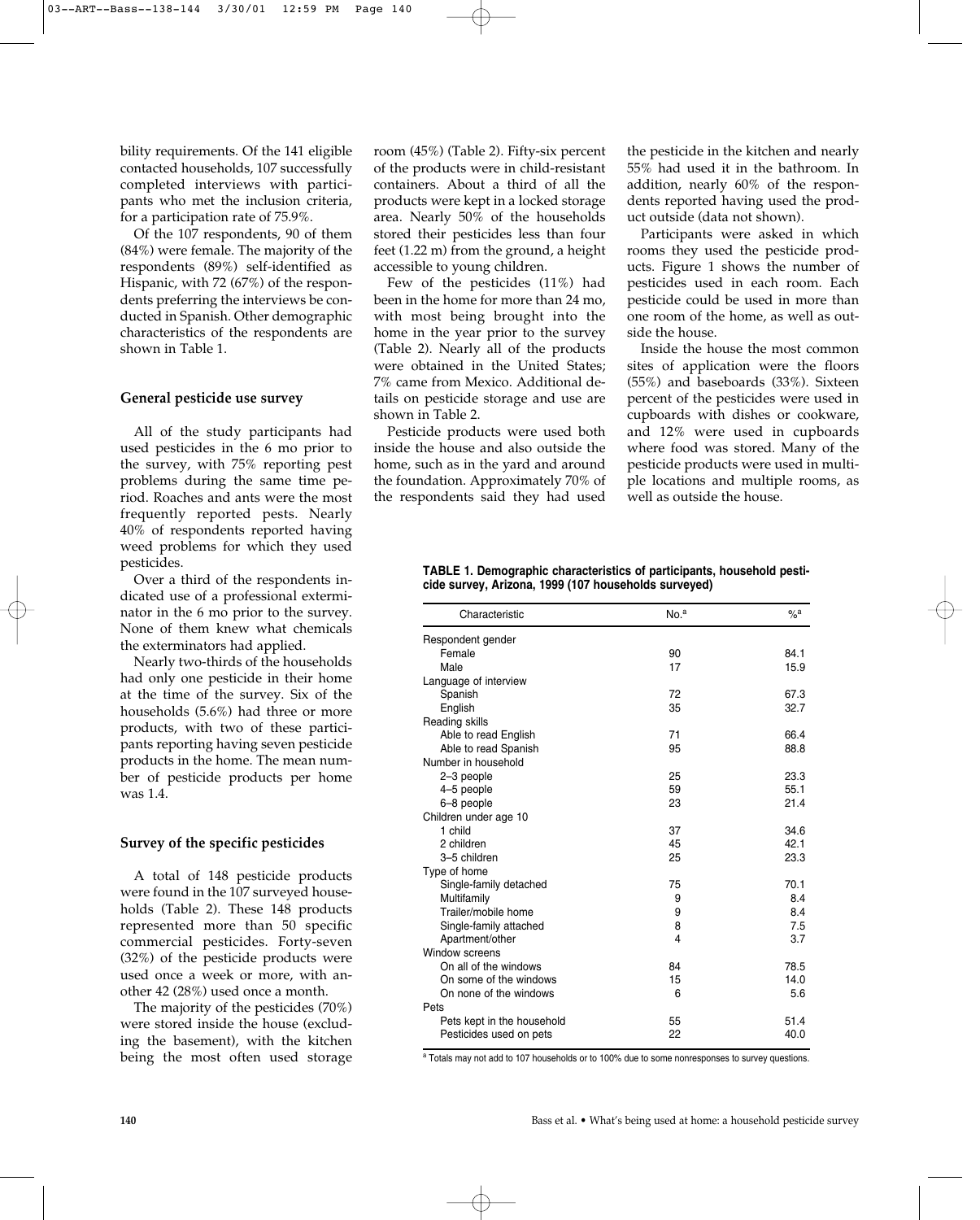bility requirements. Of the 141 eligible contacted households, 107 successfully completed interviews with participants who met the inclusion criteria, for a participation rate of 75.9%.

Of the 107 respondents, 90 of them (84%) were female. The majority of the respondents (89%) self-identified as Hispanic, with 72 (67%) of the respondents preferring the interviews be conducted in Spanish. Other demographic characteristics of the respondents are shown in Table 1.

### General pesticide use survey

All of the study participants had used pesticides in the 6 mo prior to the survey, with 75% reporting pest problems during the same time period. Roaches and ants were the most frequently reported pests. Nearly 40% of respondents reported having weed problems for which they used pesticides.

Over a third of the respondents indicated use of a professional exterminator in the 6 mo prior to the survey. None of them knew what chemicals the exterminators had applied.

Nearly two-thirds of the households had only one pesticide in their home at the time of the survey. Six of the households (5.6%) had three or more products, with two of these participants reporting having seven pesticide products in the home. The mean number of pesticide products per home was 1.4.

### Survey of the specific pesticides

A total of 148 pesticide products were found in the 107 surveyed households (Table 2). These 148 products represented more than 50 specific commercial pesticides. Forty-seven (32%) of the pesticide products were used once a week or more, with another 42 (28%) used once a month.

The majority of the pesticides (70%) were stored inside the house (excluding the basement), with the kitchen being the most often used storage room (45%) (Table 2). Fifty-six percent of the products were in child-resistant containers. About a third of all the products were kept in a locked storage area. Nearly 50% of the households stored their pesticides less than four feet (1.22 m) from the ground, a height accessible to young children.

Few of the pesticides (11%) had been in the home for more than 24 mo, with most being brought into the home in the year prior to the survey (Table 2). Nearly all of the products were obtained in the United States; 7% came from Mexico. Additional details on pesticide storage and use are shown in Table 2.

Pesticide products were used both inside the house and also outside the home, such as in the yard and around the foundation. Approximately 70% of the respondents said they had used the pesticide in the kitchen and nearly 55% had used it in the bathroom. In addition, nearly 60% of the respondents reported having used the product outside (data not shown).

Participants were asked in which rooms they used the pesticide products. Figure 1 shows the number of pesticides used in each room. Each pesticide could be used in more than one room of the home, as well as outside the house.

Inside the house the most common sites of application were the floors (55%) and baseboards (33%). Sixteen percent of the pesticides were used in cupboards with dishes or cookware, and 12% were used in cupboards where food was stored. Many of the pesticide products were used in multiple locations and multiple rooms, as well as outside the house.

**TABLE 1. Demographic characteristics of participants, household pesticide survey, Arizona, 1999 (107 households surveyed)**

| Characteristic | No.[a] | %[a] |
|---|---|---|
| Respondent gender | | |
| Female | 90 | 84.1 |
| Male | 17 | 15.9 |
| Language of interview | | |
| Spanish | 72 | 67.3 |
| English | 35 | 32.7 |
| Reading skills | | |
| Able to read English | 71 | 66.4 |
| Able to read Spanish | 95 | 88.8 |
| Number in household | | |
| 2–3 people | 25 | 23.3 |
| 4–5 people | 59 | 55.1 |
| 6–8 people | 23 | 21.4 |
| Children under age 10 | | |
| 1 child | 37 | 34.6 |
| 2 children | 45 | 42.1 |
| 3–5 children | 25 | 23.3 |
| Type of home | | |
| Single-family detached | 75 | 70.1 |
| Multifamily | 9 | 8.4 |
| Trailer/mobile home | 9 | 8.4 |
| Single-family attached | 8 | 7.5 |
| Apartment/other | 4 | 3.7 |
| Window screens | | |
| On all of the windows | 84 | 78.5 |
| On some of the windows | 15 | 14.0 |
| On none of the windows | 6 | 5.6 |
| Pets | | |
| Pets kept in the household | 55 | 51.4 |
| Pesticides used on pets | 22 | 40.0 |

[a] Totals may not add to 107 households or to 100% due to some nonresponses to survey questions.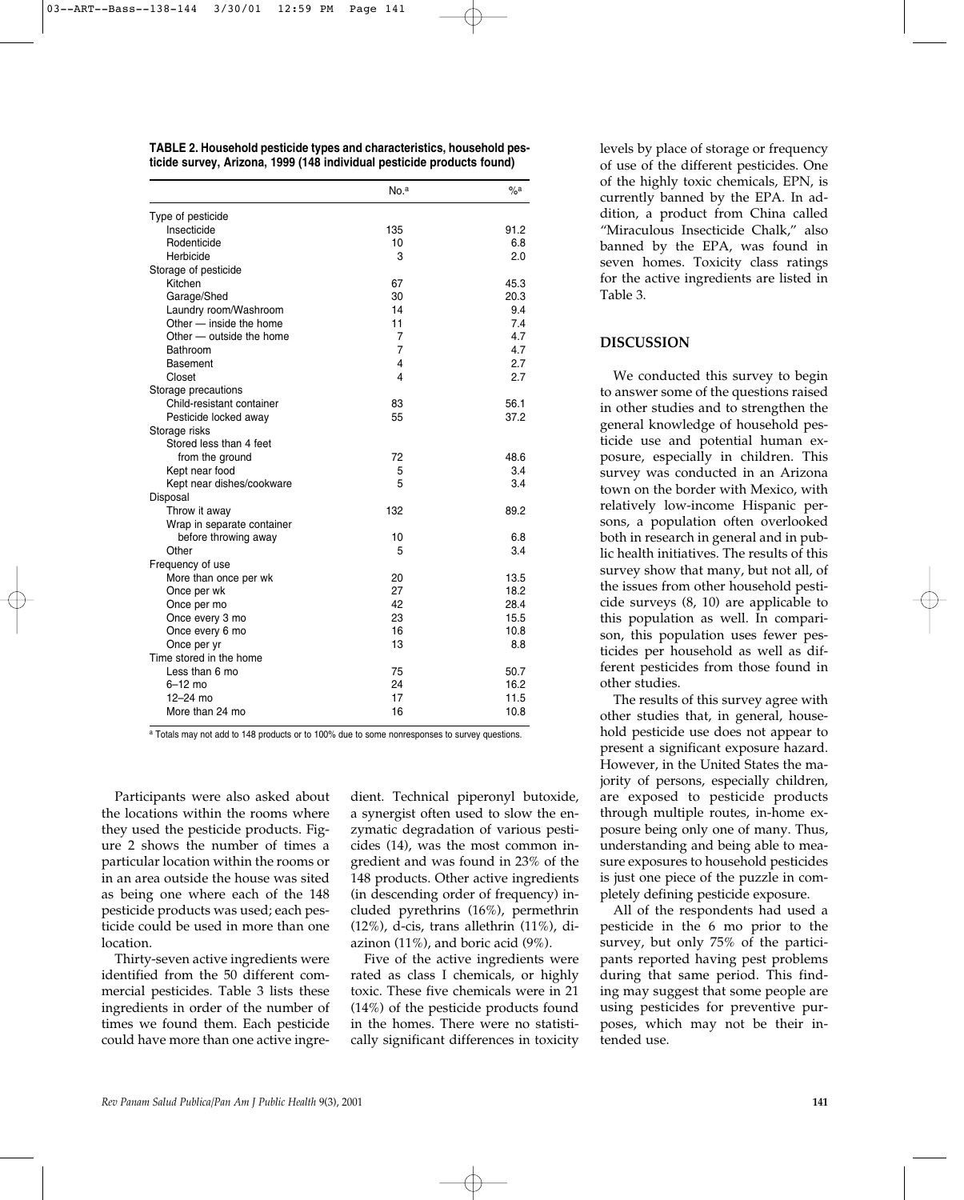**TABLE 2. Household pesticide types and characteristics, household pesticide survey, Arizona, 1999 (148 individual pesticide products found)**

| | No.[a] | %[a] |
|---|---|---|
| Type of pesticide | | |
| Insecticide | 135 | 91.2 |
| Rodenticide | 10 | 6.8 |
| Herbicide | 3 | 2.0 |
| Storage of pesticide | | |
| Kitchen | 67 | 45.3 |
| Garage/Shed | 30 | 20.3 |
| Laundry room/Washroom | 14 | 9.4 |
| Other — inside the home | 11 | 7.4 |
| Other — outside the home | 7 | 4.7 |
| Bathroom | 7 | 4.7 |
| Basement | 4 | 2.7 |
| Closet | 4 | 2.7 |
| Storage precautions | | |
| Child-resistant container | 83 | 56.1 |
| Pesticide locked away | 55 | 37.2 |
| Storage risks | | |
| Stored less than 4 feet from the ground | 72 | 48.6 |
| Kept near food | 5 | 3.4 |
| Kept near dishes/cookware | 5 | 3.4 |
| Disposal | | |
| Throw it away | 132 | 89.2 |
| Wrap in separate container before throwing away | 10 | 6.8 |
| Other | 5 | 3.4 |
| Frequency of use | | |
| More than once per wk | 20 | 13.5 |
| Once per wk | 27 | 18.2 |
| Once per mo | 42 | 28.4 |
| Once every 3 mo | 23 | 15.5 |
| Once every 6 mo | 16 | 10.8 |
| Once per yr | 13 | 8.8 |
| Time stored in the home | | |
| Less than 6 mo | 75 | 50.7 |
| 6–12 mo | 24 | 16.2 |
| 12–24 mo | 17 | 11.5 |
| More than 24 mo | 16 | 10.8 |

[a] Totals may not add to 148 products or to 100% due to some nonresponses to survey questions.

Participants were also asked about the locations within the rooms where they used the pesticide products. Figure 2 shows the number of times a particular location within the rooms or in an area outside the house was sited as being one where each of the 148 pesticide products was used; each pesticide could be used in more than one location.

Thirty-seven active ingredients were identified from the 50 different commercial pesticides. Table 3 lists these ingredients in order of the number of times we found them. Each pesticide could have more than one active ingredient. Technical piperonyl butoxide, a synergist often used to slow the enzymatic degradation of various pesticides (14), was the most common ingredient and was found in 23% of the 148 products. Other active ingredients (in descending order of frequency) included pyrethrins (16%), permethrin (12%), d-cis, trans allethrin (11%), diazinon (11%), and boric acid (9%).

Five of the active ingredients were rated as class I chemicals, or highly toxic. These five chemicals were in 21 (14%) of the pesticide products found in the homes. There were no statistically significant differences in toxicity levels by place of storage or frequency of use of the different pesticides. One of the highly toxic chemicals, EPN, is currently banned by the EPA. In addition, a product from China called "Miraculous Insecticide Chalk," also banned by the EPA, was found in seven homes. Toxicity class ratings for the active ingredients are listed in Table 3.

## DISCUSSION

We conducted this survey to begin to answer some of the questions raised in other studies and to strengthen the general knowledge of household pesticide use and potential human exposure, especially in children. This survey was conducted in an Arizona town on the border with Mexico, with relatively low-income Hispanic persons, a population often overlooked both in research in general and in public health initiatives. The results of this survey show that many, but not all, of the issues from other household pesticide surveys (8, 10) are applicable to this population as well. In comparison, this population uses fewer pesticides per household as well as different pesticides from those found in other studies.

The results of this survey agree with other studies that, in general, household pesticide use does not appear to present a significant exposure hazard. However, in the United States the majority of persons, especially children, are exposed to pesticide products through multiple routes, in-home exposure being only one of many. Thus, understanding and being able to measure exposures to household pesticides is just one piece of the puzzle in completely defining pesticide exposure.

All of the respondents had used a pesticide in the 6 mo prior to the survey, but only 75% of the participants reported having pest problems during that same period. This finding may suggest that some people are using pesticides for preventive purposes, which may not be their intended use.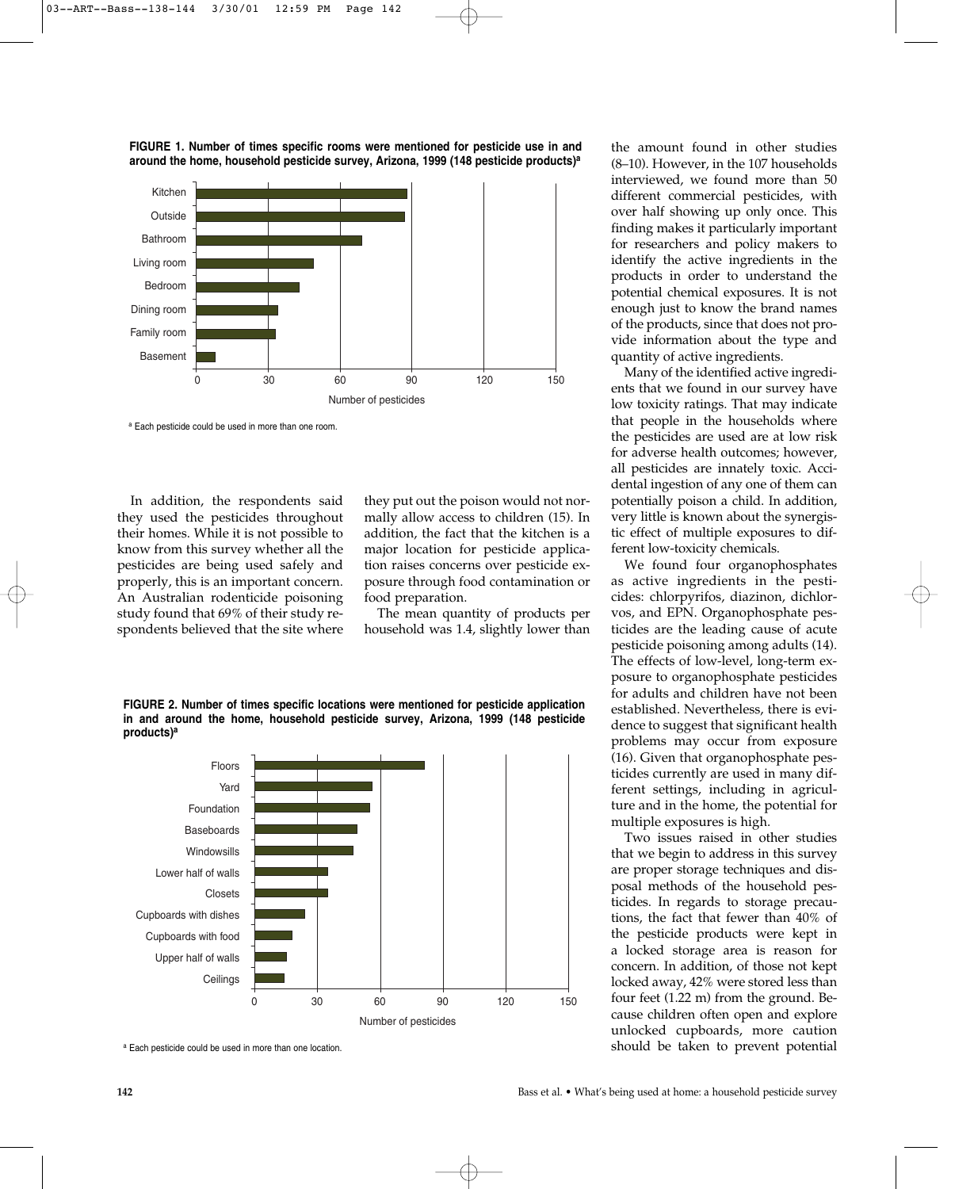**FIGURE 1. Number of times specific rooms were mentioned for pesticide use in and around the home, household pesticide survey, Arizona, 1999 (148 pesticide products)[a]**

[a] Each pesticide could be used in more than one room.

In addition, the respondents said they used the pesticides throughout their homes. While it is not possible to know from this survey whether all the pesticides are being used safely and properly, this is an important concern. An Australian rodenticide poisoning study found that 69% of their study respondents believed that the site where they put out the poison would not normally allow access to children (15). In addition, the fact that the kitchen is a major location for pesticide application raises concerns over pesticide exposure through food contamination or food preparation.

The mean quantity of products per household was 1.4, slightly lower than the amount found in other studies (8–10). However, in the 107 households interviewed, we found more than 50 different commercial pesticides, with over half showing up only once. This finding makes it particularly important for researchers and policy makers to identify the active ingredients in the products in order to understand the potential chemical exposures. It is not enough just to know the brand names of the products, since that does not provide information about the type and quantity of active ingredients.

Many of the identified active ingredients that we found in our survey have low toxicity ratings. That may indicate that people in the households where the pesticides are used are at low risk for adverse health outcomes; however, all pesticides are innately toxic. Accidental ingestion of any one of them can potentially poison a child. In addition, very little is known about the synergistic effect of multiple exposures to different low-toxicity chemicals.

We found four organophosphates as active ingredients in the pesticides: chlorpyrifos, diazinon, dichlorvos, and EPN. Organophosphate pesticides are the leading cause of acute pesticide poisoning among adults (14). The effects of low-level, long-term exposure to organophosphate pesticides for adults and children have not been established. Nevertheless, there is evidence to suggest that significant health problems may occur from exposure (16). Given that organophosphate pesticides currently are used in many different settings, including in agriculture and in the home, the potential for multiple exposures is high.

Two issues raised in other studies that we begin to address in this survey are proper storage techniques and disposal methods of the household pesticides. In regards to storage precautions, the fact that fewer than 40% of the pesticide products were kept in a locked storage area is reason for concern. In addition, of those not kept locked away, 42% were stored less than four feet (1.22 m) from the ground. Because children often open and explore unlocked cupboards, more caution should be taken to prevent potential

**FIGURE 2. Number of times specific locations were mentioned for pesticide application in and around the home, household pesticide survey, Arizona, 1999 (148 pesticide products)[a]**

[a] Each pesticide could be used in more than one location.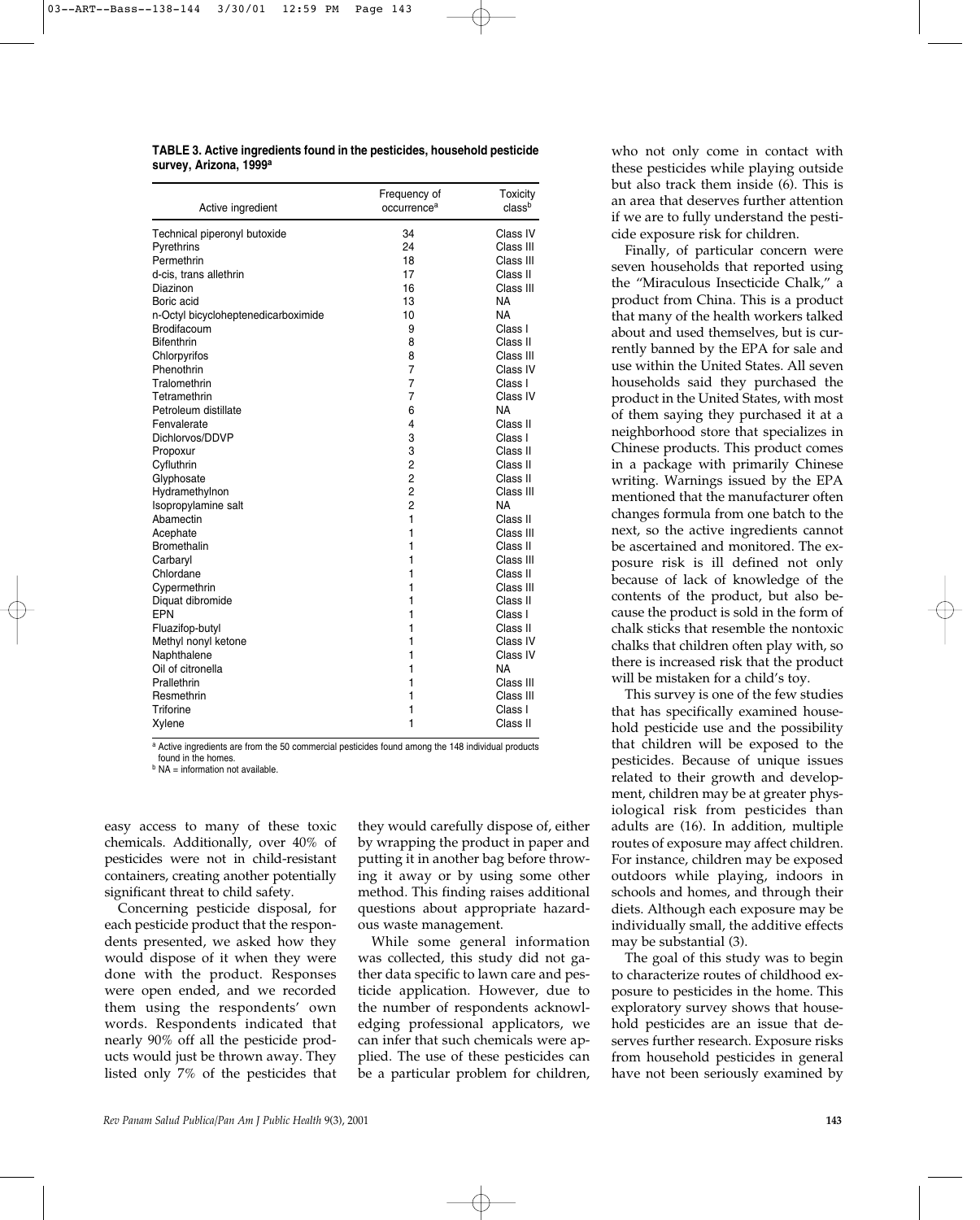**TABLE 3. Active ingredients found in the pesticides, household pesticide survey, Arizona, 1999[a]**

| Active ingredient | Frequency of occurrence[a] | Toxicity class[b] |
|---|---|---|
| Technical piperonyl butoxide | 34 | Class IV |
| Pyrethrins | 24 | Class III |
| Permethrin | 18 | Class III |
| d-cis, trans allethrin | 17 | Class II |
| Diazinon | 16 | Class III |
| Boric acid | 13 | NA |
| n-Octyl bicycloheptenedicarboximide | 10 | NA |
| Brodifacoum | 9 | Class I |
| Bifenthrin | 8 | Class II |
| Chlorpyrifos | 8 | Class III |
| Phenothrin | 7 | Class IV |
| Tralomethrin | 7 | Class I |
| Tetramethrin | 7 | Class IV |
| Petroleum distillate | 6 | NA |
| Fenvalerate | 4 | Class II |
| Dichlorvos/DDVP | 3 | Class I |
| Propoxur | 3 | Class II |
| Cyfluthrin | 2 | Class II |
| Glyphosate | 2 | Class II |
| Hydramethylnon | 2 | Class III |
| Isopropylamine salt | 2 | NA |
| Abamectin | 1 | Class II |
| Acephate | 1 | Class III |
| Bromethalin | 1 | Class II |
| Carbaryl | 1 | Class III |
| Chlordane | 1 | Class II |
| Cypermethrin | 1 | Class III |
| Diquat dibromide | 1 | Class II |
| EPN | 1 | Class I |
| Fluazifop-butyl | 1 | Class II |
| Methyl nonyl ketone | 1 | Class IV |
| Naphthalene | 1 | Class IV |
| Oil of citronella | 1 | NA |
| Prallethrin | 1 | Class III |
| Resmethrin | 1 | Class III |
| Triforine | 1 | Class I |
| Xylene | 1 | Class II |

[a] Active ingredients are from the 50 commercial pesticides found among the 148 individual products found in the homes.
[b] NA = information not available.

easy access to many of these toxic chemicals. Additionally, over 40% of pesticides were not in child-resistant containers, creating another potentially significant threat to child safety.

Concerning pesticide disposal, for each pesticide product that the respondents presented, we asked how they would dispose of it when they were done with the product. Responses were open ended, and we recorded them using the respondents' own words. Respondents indicated that nearly 90% off all the pesticide products would just be thrown away. They listed only 7% of the pesticides that they would carefully dispose of, either by wrapping the product in paper and putting it in another bag before throwing it away or by using some other method. This finding raises additional questions about appropriate hazardous waste management.

While some general information was collected, this study did not gather data specific to lawn care and pesticide application. However, due to the number of respondents acknowledging professional applicators, we can infer that such chemicals were applied. The use of these pesticides can be a particular problem for children, who not only come in contact with these pesticides while playing outside but also track them inside (6). This is an area that deserves further attention if we are to fully understand the pesticide exposure risk for children.

Finally, of particular concern were seven households that reported using the "Miraculous Insecticide Chalk," a product from China. This is a product that many of the health workers talked about and used themselves, but is currently banned by the EPA for sale and use within the United States. All seven households said they purchased the product in the United States, with most of them saying they purchased it at a neighborhood store that specializes in Chinese products. This product comes in a package with primarily Chinese writing. Warnings issued by the EPA mentioned that the manufacturer often changes formula from one batch to the next, so the active ingredients cannot be ascertained and monitored. The exposure risk is ill defined not only because of lack of knowledge of the contents of the product, but also because the product is sold in the form of chalk sticks that resemble the nontoxic chalks that children often play with, so there is increased risk that the product will be mistaken for a child's toy.

This survey is one of the few studies that has specifically examined household pesticide use and the possibility that children will be exposed to the pesticides. Because of unique issues related to their growth and development, children may be at greater physiological risk from pesticides than adults are (16). In addition, multiple routes of exposure may affect children. For instance, children may be exposed outdoors while playing, indoors in schools and homes, and through their diets. Although each exposure may be individually small, the additive effects may be substantial (3).

The goal of this study was to begin to characterize routes of childhood exposure to pesticides in the home. This exploratory survey shows that household pesticides are an issue that deserves further research. Exposure risks from household pesticides in general have not been seriously examined by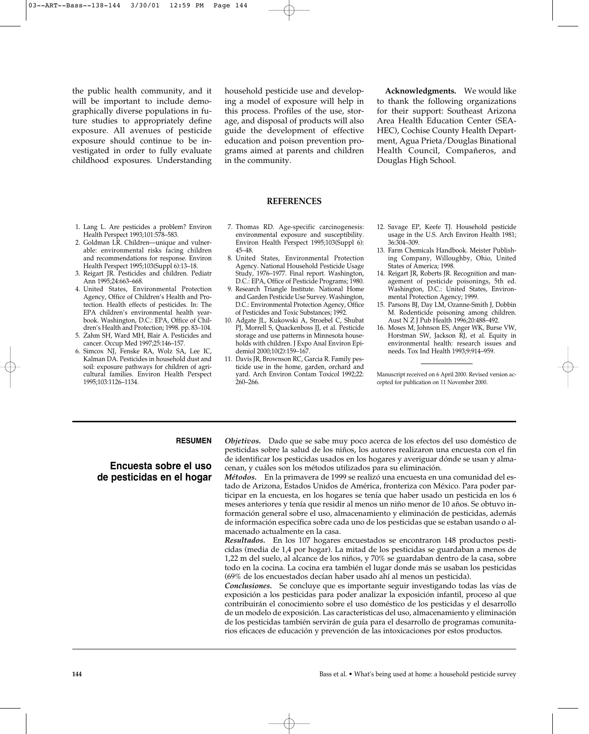the public health community, and it will be important to include demographically diverse populations in future studies to appropriately define exposure. All avenues of pesticide exposure should continue to be investigated in order to fully evaluate childhood exposures. Understanding household pesticide use and developing a model of exposure will help in this process. Profiles of the use, storage, and disposal of products will also guide the development of effective education and poison prevention programs aimed at parents and children in the community.

**Acknowledgments.** We would like to thank the following organizations for their support: Southeast Arizona Area Health Education Center (SEAHEC), Cochise County Health Department, Agua Prieta/Douglas Binational Health Council, Compañeros, and Douglas High School.

## REFERENCES

1. Lang L. Are pesticides a problem? Environ Health Perspect 1993;101:578–583.
2. Goldman LR. Children—unique and vulnerable: environmental risks facing children and recommendations for response. Environ Health Perspect 1995;103(Suppl 6):13–18.
3. Reigart JR. Pesticides and children. Pediatr Ann 1995;24:663–668.
4. United States, Environmental Protection Agency, Office of Children's Health and Protection. Health effects of pesticides. In: The EPA children's environmental health yearbook. Washington, D.C.: EPA, Office of Children's Health and Protection; 1998. pp. 83–104.
5. Zahm SH, Ward MH, Blair A. Pesticides and cancer. Occup Med 1997;25:146–157.
6. Simcox NJ, Fenske RA, Wolz SA, Lee IC, Kalman DA. Pesticides in household dust and soil: exposure pathways for children of agricultural families. Environ Health Perspect 1995;103:1126–1134.
7. Thomas RD. Age-specific carcinogenesis: environmental exposure and susceptibility. Environ Health Perspect 1995;103(Suppl 6): 45–48.
8. United States, Environmental Protection Agency. National Household Pesticide Usage Study, 1976–1977. Final report. Washington, D.C.: EPA, Office of Pesticide Programs; 1980.
9. Research Triangle Institute. National Home and Garden Pesticide Use Survey. Washington, D.C.: Environmental Protection Agency, Office of Pesticides and Toxic Substances; 1992.
10. Adgate JL, Kukowski A, Stroebel C, Shubat PJ, Morrell S, Quackenboss JJ, et al. Pesticide storage and use patterns in Minnesota households with children. J Expo Anal Environ Epidemiol 2000;10(2):159–167.
11. Davis JR, Brownson RC, Garcia R. Family pesticide use in the home, garden, orchard and yard. Arch Environ Contam Toxicol 1992;22: 260–266.
12. Savage EP, Keefe TJ. Household pesticide usage in the U.S. Arch Environ Health 1981; 36:304–309.
13. Farm Chemicals Handbook. Meister Publishing Company, Willoughby, Ohio, United States of America; 1998.
14. Reigart JR, Roberts JR. Recognition and management of pesticide poisonings, 5th ed. Washington, D.C.: United States, Environmental Protection Agency; 1999.
15. Parsons BJ, Day LM, Ozanne-Smith J, Dobbin M. Rodenticide poisoning among children. Aust N Z J Pub Health 1996;20:488–492.
16. Moses M, Johnson ES, Anger WK, Burse VW, Horstman SW, Jackson RJ, et al. Equity in environmental health: research issues and needs. Tox Ind Health 1993;9:914–959.

Manuscript received on 6 April 2000. Revised version accepted for publication on 11 November 2000.

---

**RESUMEN**

## Encuesta sobre el uso de pesticidas en el hogar

***Objetivos.*** Dado que se sabe muy poco acerca de los efectos del uso doméstico de pesticidas sobre la salud de los niños, los autores realizaron una encuesta con el fin de identificar los pesticidas usados en los hogares y averiguar dónde se usan y almacenan, y cuáles son los métodos utilizados para su eliminación.

***Métodos.*** En la primavera de 1999 se realizó una encuesta en una comunidad del estado de Arizona, Estados Unidos de América, fronteriza con México. Para poder participar en la encuesta, en los hogares se tenía que haber usado un pesticida en los 6 meses anteriores y tenía que residir al menos un niño menor de 10 años. Se obtuvo información general sobre el uso, almacenamiento y eliminación de pesticidas, además de información específica sobre cada uno de los pesticidas que se estaban usando o almacenado actualmente en la casa.

***Resultados.*** En los 107 hogares encuestados se encontraron 148 productos pesticidas (media de 1,4 por hogar). La mitad de los pesticidas se guardaban a menos de 1,22 m del suelo, al alcance de los niños, y 70% se guardaban dentro de la casa, sobre todo en la cocina. La cocina era también el lugar donde más se usaban los pesticidas (69% de los encuestados decían haber usado ahí al menos un pesticida).

***Conclusiones.*** Se concluye que es importante seguir investigando todas las vías de exposición a los pesticidas para poder analizar la exposición infantil, proceso al que contribuirán el conocimiento sobre el uso doméstico de los pesticidas y el desarrollo de un modelo de exposición. Las características del uso, almacenamiento y eliminación de los pesticidas también servirán de guía para el desarrollo de programas comunitarios eficaces de educación y prevención de las intoxicaciones por estos productos.